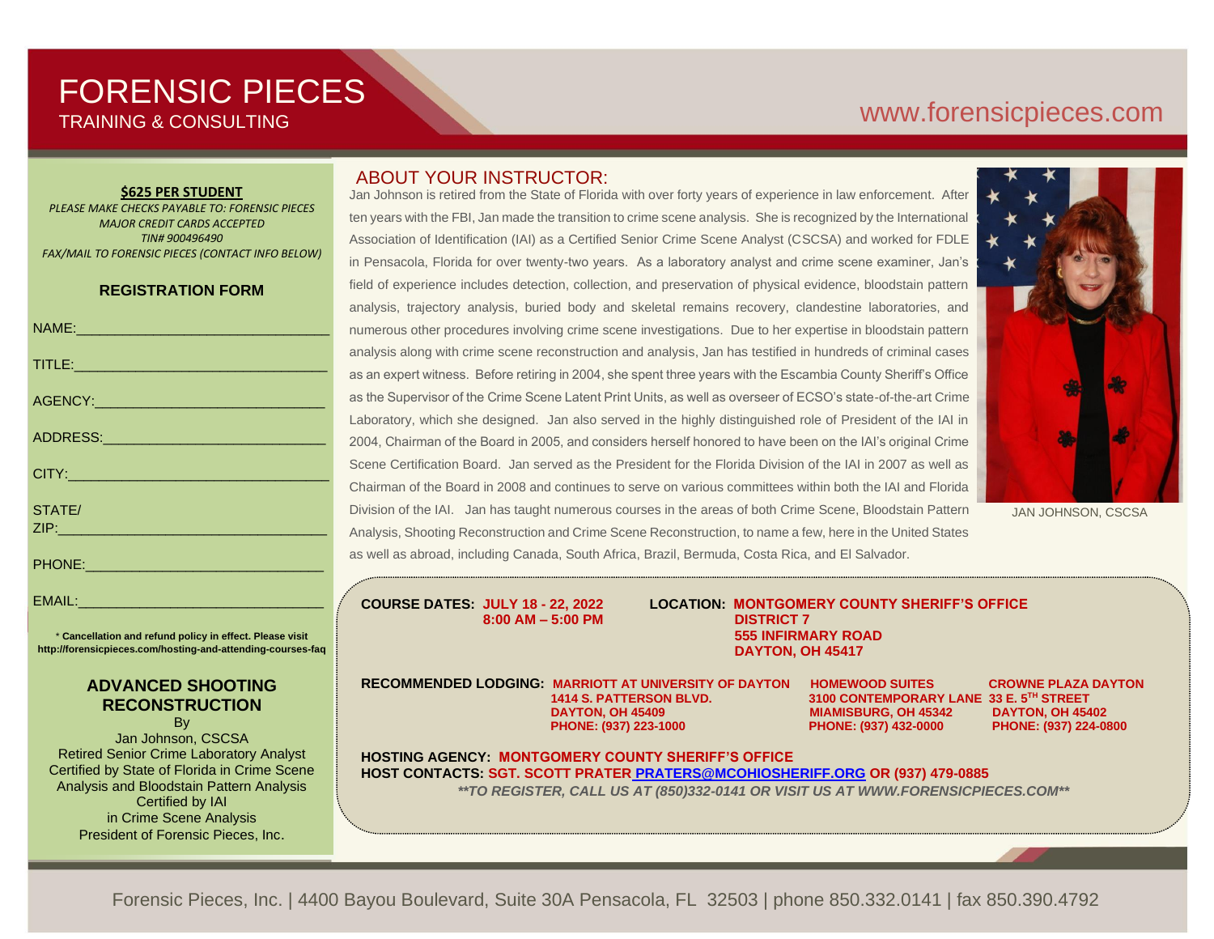# FORENSIC PIECES

TRAINING & CONSULTING

www.forensicpieces.com

**$625 PER STUDENT**

*PLEASE MAKE CHECKS PAYABLE TO: FORENSIC PIECES*
*MAJOR CREDIT CARDS ACCEPTED*
*TIN# 900496490*
*FAX/MAIL TO FORENSIC PIECES (CONTACT INFO BELOW)*

### REGISTRATION FORM

NAME:________________________________

TITLE:________________________________

AGENCY:______________________________

ADDRESS:_____________________________

CITY:_________________________________

STATE/ ZIP:___________________________

PHONE:______________________________

EMAIL:_______________________________

\* **Cancellation and refund policy in effect. Please visit http://forensicpieces.com/hosting-and-attending-courses-faq**

### ADVANCED SHOOTING RECONSTRUCTION

By
Jan Johnson, CSCSA
Retired Senior Crime Laboratory Analyst
Certified by State of Florida in Crime Scene Analysis and Bloodstain Pattern Analysis
Certified by IAI in Crime Scene Analysis
President of Forensic Pieces, Inc.

## ABOUT YOUR INSTRUCTOR:

Jan Johnson is retired from the State of Florida with over forty years of experience in law enforcement. After ten years with the FBI, Jan made the transition to crime scene analysis. She is recognized by the International Association of Identification (IAI) as a Certified Senior Crime Scene Analyst (CSCSA) and worked for FDLE in Pensacola, Florida for over twenty-two years. As a laboratory analyst and crime scene examiner, Jan's field of experience includes detection, collection, and preservation of physical evidence, bloodstain pattern analysis, trajectory analysis, buried body and skeletal remains recovery, clandestine laboratories, and numerous other procedures involving crime scene investigations. Due to her expertise in bloodstain pattern analysis along with crime scene reconstruction and analysis, Jan has testified in hundreds of criminal cases as an expert witness. Before retiring in 2004, she spent three years with the Escambia County Sheriff's Office as the Supervisor of the Crime Scene Latent Print Units, as well as overseer of ECSO's state-of-the-art Crime Laboratory, which she designed. Jan also served in the highly distinguished role of President of the IAI in 2004, Chairman of the Board in 2005, and considers herself honored to have been on the IAI's original Crime Scene Certification Board. Jan served as the President for the Florida Division of the IAI in 2007 as well as Chairman of the Board in 2008 and continues to serve on various committees within both the IAI and Florida Division of the IAI. Jan has taught numerous courses in the areas of both Crime Scene, Bloodstain Pattern Analysis, Shooting Reconstruction and Crime Scene Reconstruction, to name a few, here in the United States as well as abroad, including Canada, South Africa, Brazil, Bermuda, Costa Rica, and El Salvador.

JAN JOHNSON, CSCSA

**COURSE DATES:** **JULY 18 - 22, 2022**
**8:00 AM – 5:00 PM**

**LOCATION:** **MONTGOMERY COUNTY SHERIFF'S OFFICE**
**DISTRICT 7**
**555 INFIRMARY ROAD**
**DAYTON, OH 45417**

**RECOMMENDED LODGING:**

**MARRIOTT AT UNIVERSITY OF DAYTON**
**1414 S. PATTERSON BLVD.**
**DAYTON, OH 45409**
**PHONE: (937) 223-1000**

**HOMEWOOD SUITES**
**3100 CONTEMPORARY LANE**
**MIAMISBURG, OH 45342**
**PHONE: (937) 432-0000**

**CROWNE PLAZA DAYTON**
**33 E. 5TH STREET**
**DAYTON, OH 45402**
**PHONE: (937) 224-0800**

**HOSTING AGENCY:** **MONTGOMERY COUNTY SHERIFF'S OFFICE**
**HOST CONTACTS:** **SGT. SCOTT PRATER PRATERS@MCOHIOSHERIFF.ORG OR (937) 479-0885**

***\*\*TO REGISTER, CALL US AT (850)332-0141 OR VISIT US AT WWW.FORENSICPIECES.COM\*\****

Forensic Pieces, Inc. | 4400 Bayou Boulevard, Suite 30A Pensacola, FL 32503 | phone 850.332.0141 | fax 850.390.4792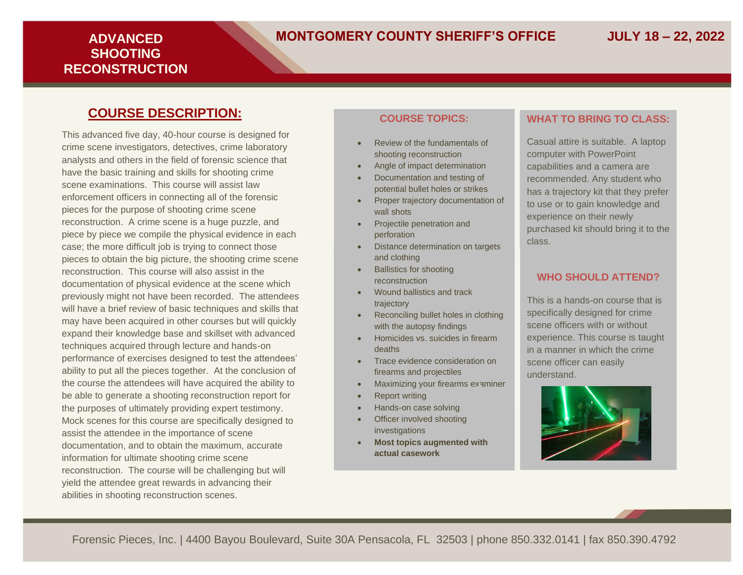# ADVANCED SHOOTING RECONSTRUCTION

**MONTGOMERY COUNTY SHERIFF'S OFFICE**

**JULY 18 – 22, 2022**

## COURSE DESCRIPTION:

This advanced five day, 40-hour course is designed for crime scene investigators, detectives, crime laboratory analysts and others in the field of forensic science that have the basic training and skills for shooting crime scene examinations. This course will assist law enforcement officers in connecting all of the forensic pieces for the purpose of shooting crime scene reconstruction. A crime scene is a huge puzzle, and piece by piece we compile the physical evidence in each case; the more difficult job is trying to connect those pieces to obtain the big picture, the shooting crime scene reconstruction. This course will also assist in the documentation of physical evidence at the scene which previously might not have been recorded. The attendees will have a brief review of basic techniques and skills that may have been acquired in other courses but will quickly expand their knowledge base and skillset with advanced techniques acquired through lecture and hands-on performance of exercises designed to test the attendees' ability to put all the pieces together. At the conclusion of the course the attendees will have acquired the ability to be able to generate a shooting reconstruction report for the purposes of ultimately providing expert testimony. Mock scenes for this course are specifically designed to assist the attendee in the importance of scene documentation, and to obtain the maximum, accurate information for ultimate shooting crime scene reconstruction. The course will be challenging but will yield the attendee great rewards in advancing their abilities in shooting reconstruction scenes.

## COURSE TOPICS:

- Review of the fundamentals of shooting reconstruction
- Angle of impact determination
- Documentation and testing of potential bullet holes or strikes
- Proper trajectory documentation of wall shots
- Projectile penetration and perforation
- Distance determination on targets and clothing
- Ballistics for shooting reconstruction
- Wound ballistics and track trajectory
- Reconciling bullet holes in clothing with the autopsy findings
- Homicides vs. suicides in firearm deaths
- Trace evidence consideration on firearms and projectiles
- Maximizing your firearms examiner
- Report writing
- Hands-on case solving
- Officer involved shooting investigations
- **Most topics augmented with actual casework**

## WHAT TO BRING TO CLASS:

Casual attire is suitable. A laptop computer with PowerPoint capabilities and a camera are recommended. Any student who has a trajectory kit that they prefer to use or to gain knowledge and experience on their newly purchased kit should bring it to the class.

## WHO SHOULD ATTEND?

This is a hands-on course that is specifically designed for crime scene officers with or without experience. This course is taught in a manner in which the crime scene officer can easily understand.

Forensic Pieces, Inc. | 4400 Bayou Boulevard, Suite 30A Pensacola, FL 32503 | phone 850.332.0141 | fax 850.390.4792